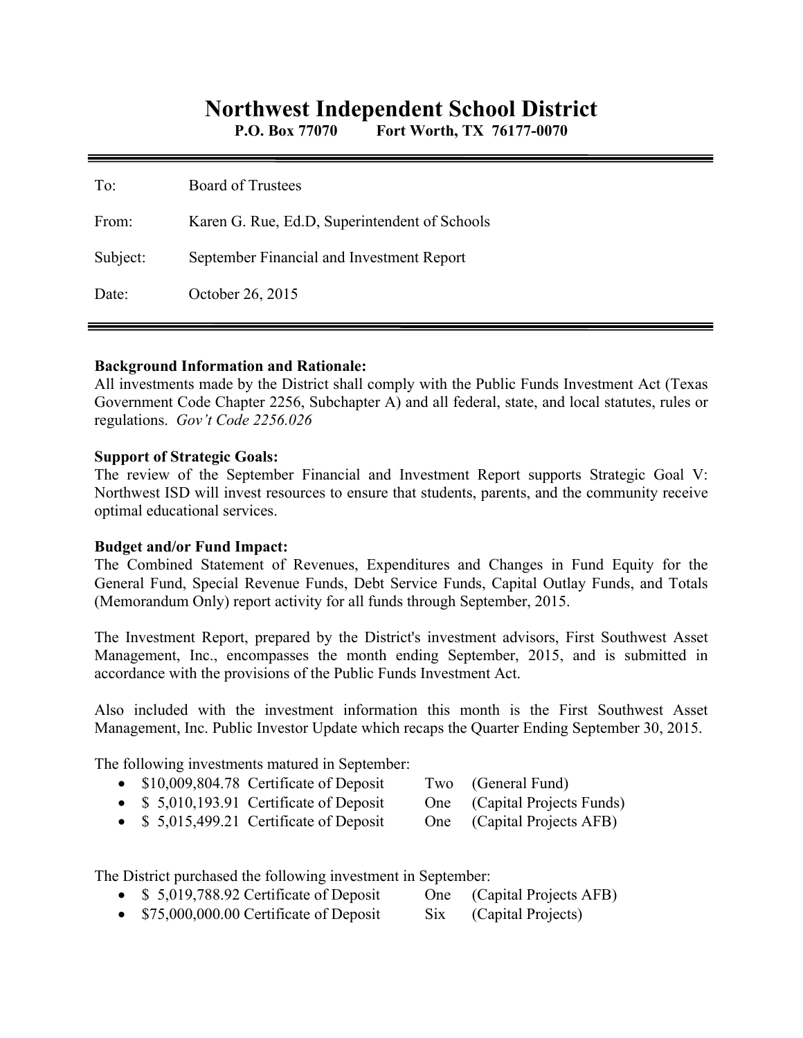# Northwest Independent School District

**P.O. Box 77070 Fort Worth, TX 76177-0070**

---

To: Board of Trustees

From: Karen G. Rue, Ed.D, Superintendent of Schools

Subject: September Financial and Investment Report

Date: October 26, 2015

---

**Background Information and Rationale:**
All investments made by the District shall comply with the Public Funds Investment Act (Texas Government Code Chapter 2256, Subchapter A) and all federal, state, and local statutes, rules or regulations. *Gov't Code 2256.026*

**Support of Strategic Goals:**
The review of the September Financial and Investment Report supports Strategic Goal V: Northwest ISD will invest resources to ensure that students, parents, and the community receive optimal educational services.

**Budget and/or Fund Impact:**
The Combined Statement of Revenues, Expenditures and Changes in Fund Equity for the General Fund, Special Revenue Funds, Debt Service Funds, Capital Outlay Funds, and Totals (Memorandum Only) report activity for all funds through September, 2015.

The Investment Report, prepared by the District's investment advisors, First Southwest Asset Management, Inc., encompasses the month ending September, 2015, and is submitted in accordance with the provisions of the Public Funds Investment Act.

Also included with the investment information this month is the First Southwest Asset Management, Inc. Public Investor Update which recaps the Quarter Ending September 30, 2015.

The following investments matured in September:

- $10,009,804.78 Certificate of Deposit Two (General Fund)
- $ 5,010,193.91 Certificate of Deposit One (Capital Projects Funds)
- $ 5,015,499.21 Certificate of Deposit One (Capital Projects AFB)

The District purchased the following investment in September:

- $ 5,019,788.92 Certificate of Deposit One (Capital Projects AFB)
- $75,000,000.00 Certificate of Deposit Six (Capital Projects)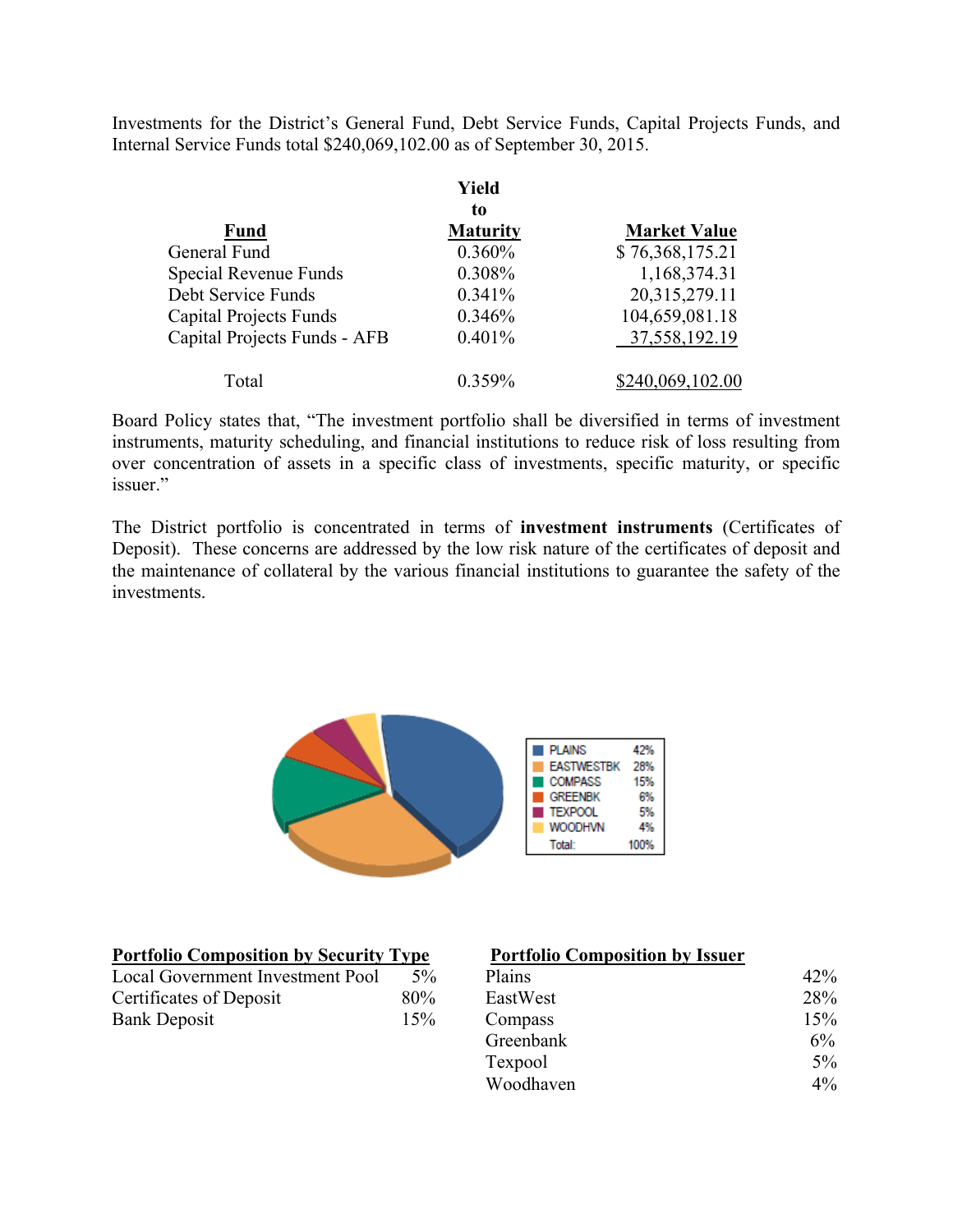Investments for the District's General Fund, Debt Service Funds, Capital Projects Funds, and Internal Service Funds total $240,069,102.00 as of September 30, 2015.

| Fund | Yield to Maturity | Market Value |
|---|---|---|
| General Fund | 0.360% | $ 76,368,175.21 |
| Special Revenue Funds | 0.308% | 1,168,374.31 |
| Debt Service Funds | 0.341% | 20,315,279.11 |
| Capital Projects Funds | 0.346% | 104,659,081.18 |
| Capital Projects Funds - AFB | 0.401% | 37,558,192.19 |
| Total | 0.359% | $240,069,102.00 |

Board Policy states that, "The investment portfolio shall be diversified in terms of investment instruments, maturity scheduling, and financial institutions to reduce risk of loss resulting from over concentration of assets in a specific class of investments, specific maturity, or specific issuer."

The District portfolio is concentrated in terms of **investment instruments** (Certificates of Deposit). These concerns are addressed by the low risk nature of the certificates of deposit and the maintenance of collateral by the various financial institutions to guarantee the safety of the investments.

| | |
|---|---|
| PLAINS | 42% |
| EASTWESTBK | 28% |
| COMPASS | 15% |
| GREENBK | 6% |
| TEXPOOL | 5% |
| WOODHVN | 4% |
| Total: | 100% |

**Portfolio Composition by Security Type**

| | |
|---|---|
| Local Government Investment Pool | 5% |
| Certificates of Deposit | 80% |
| Bank Deposit | 15% |

**Portfolio Composition by Issuer**

| | |
|---|---|
| Plains | 42% |
| EastWest | 28% |
| Compass | 15% |
| Greenbank | 6% |
| Texpool | 5% |
| Woodhaven | 4% |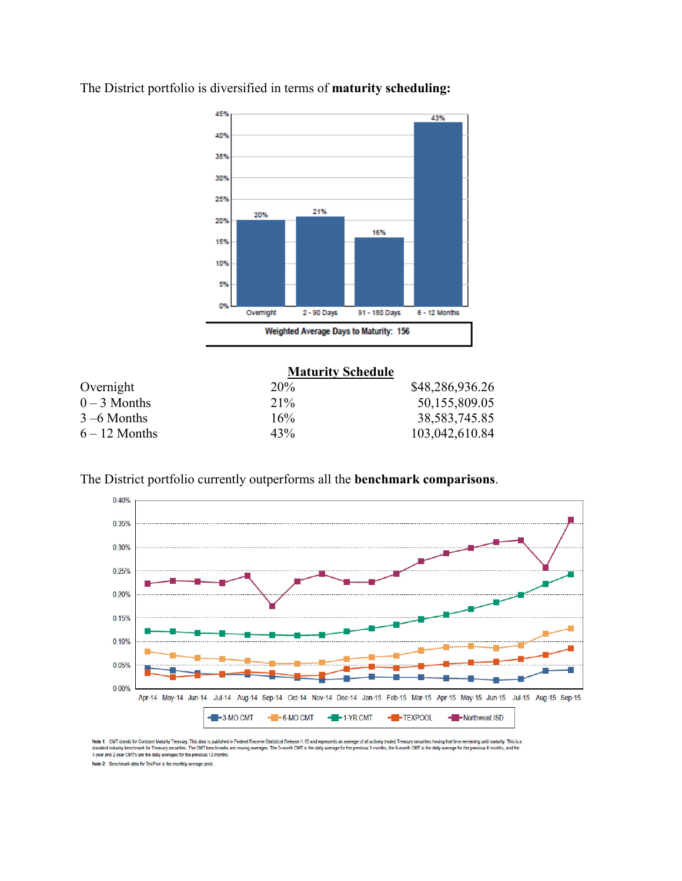The District portfolio is diversified in terms of **maturity scheduling:**

Weighted Average Days to Maturity: 156

**Maturity Schedule**

| | | |
|---|---|---|
| Overnight | 20% | $48,286,936.26 |
| 0 – 3 Months | 21% | 50,155,809.05 |
| 3 –6 Months | 16% | 38,583,745.85 |
| 6 – 12 Months | 43% | 103,042,610.84 |

The District portfolio currently outperforms all the **benchmark comparisons**.

Note 1: CMT stands for Constant Maturity Treasury. This data is published in Federal Reserve Statistical Release H.15 and represents an average of all actively traded Treasury securities having that time remaining until maturity. This is a standard industry benchmark for Treasury securities. The CMT benchmarks are moving averages. The 3-month CMT is the daily average for the previous 3 months, the 6-month CMT is the daily average for the previous 6 months, and the 1-year and 2-year CMT's are the daily averages for the previous 12 months.

Note 2: Benchmark data for TexPool is the monthly average yield.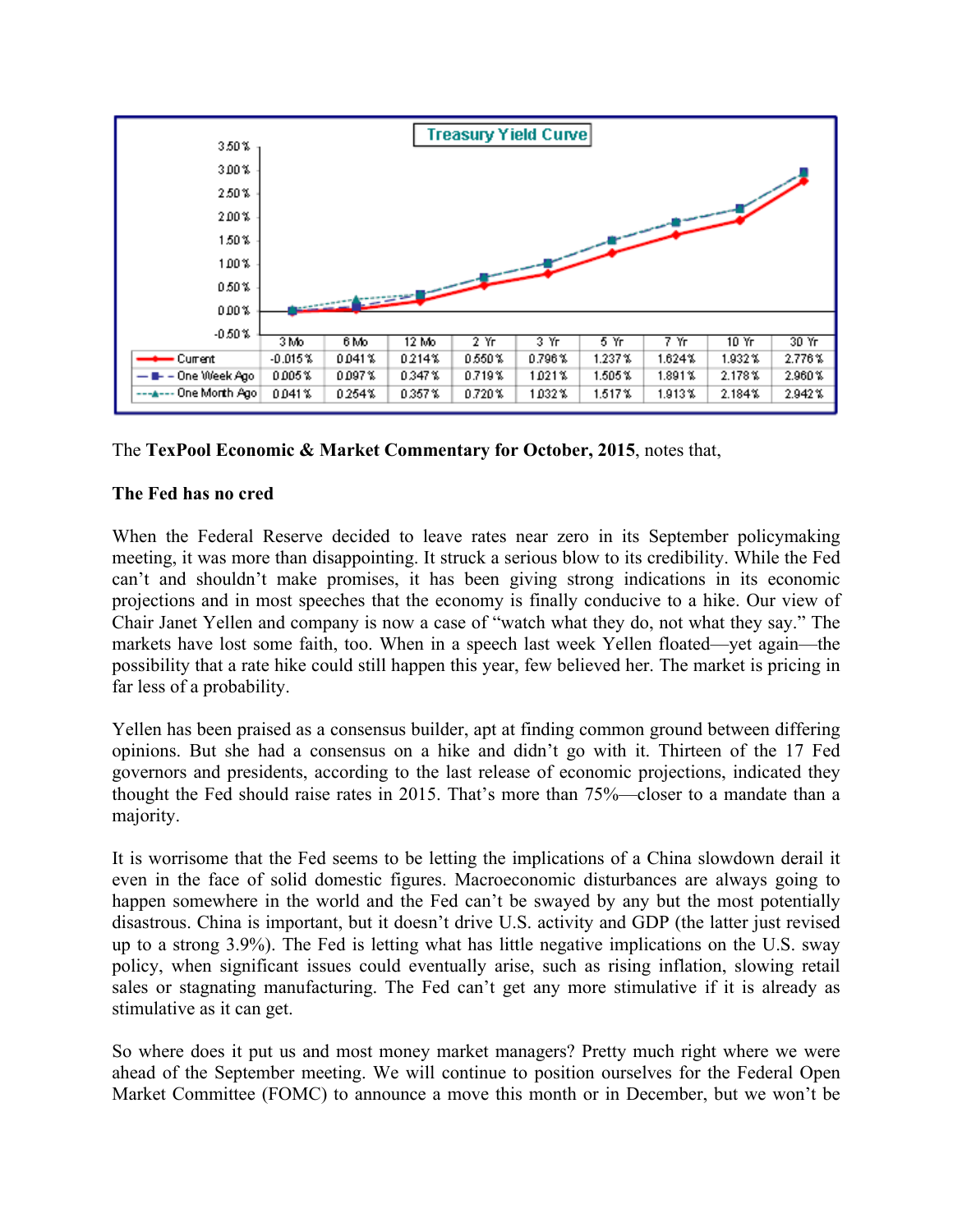**Treasury Yield Curve**

| | 3 Mo | 6 Mo | 12 Mo | 2 Yr | 3 Yr | 5 Yr | 7 Yr | 10 Yr | 30 Yr |
|---|---|---|---|---|---|---|---|---|---|
| Current | -0.015% | 0.041% | 0.214% | 0.550% | 0.796% | 1.237% | 1.624% | 1.932% | 2.776% |
| One Week Ago | 0.005% | 0.097% | 0.347% | 0.719% | 1.021% | 1.505% | 1.891% | 2.178% | 2.960% |
| One Month Ago | 0.041% | 0.254% | 0.357% | 0.720% | 1.032% | 1.517% | 1.913% | 2.184% | 2.942% |

The **TexPool Economic & Market Commentary for October, 2015**, notes that,

**The Fed has no cred**

When the Federal Reserve decided to leave rates near zero in its September policymaking meeting, it was more than disappointing. It struck a serious blow to its credibility. While the Fed can't and shouldn't make promises, it has been giving strong indications in its economic projections and in most speeches that the economy is finally conducive to a hike. Our view of Chair Janet Yellen and company is now a case of "watch what they do, not what they say." The markets have lost some faith, too. When in a speech last week Yellen floated—yet again—the possibility that a rate hike could still happen this year, few believed her. The market is pricing in far less of a probability.

Yellen has been praised as a consensus builder, apt at finding common ground between differing opinions. But she had a consensus on a hike and didn't go with it. Thirteen of the 17 Fed governors and presidents, according to the last release of economic projections, indicated they thought the Fed should raise rates in 2015. That's more than 75%—closer to a mandate than a majority.

It is worrisome that the Fed seems to be letting the implications of a China slowdown derail it even in the face of solid domestic figures. Macroeconomic disturbances are always going to happen somewhere in the world and the Fed can't be swayed by any but the most potentially disastrous. China is important, but it doesn't drive U.S. activity and GDP (the latter just revised up to a strong 3.9%). The Fed is letting what has little negative implications on the U.S. sway policy, when significant issues could eventually arise, such as rising inflation, slowing retail sales or stagnating manufacturing. The Fed can't get any more stimulative if it is already as stimulative as it can get.

So where does it put us and most money market managers? Pretty much right where we were ahead of the September meeting. We will continue to position ourselves for the Federal Open Market Committee (FOMC) to announce a move this month or in December, but we won't be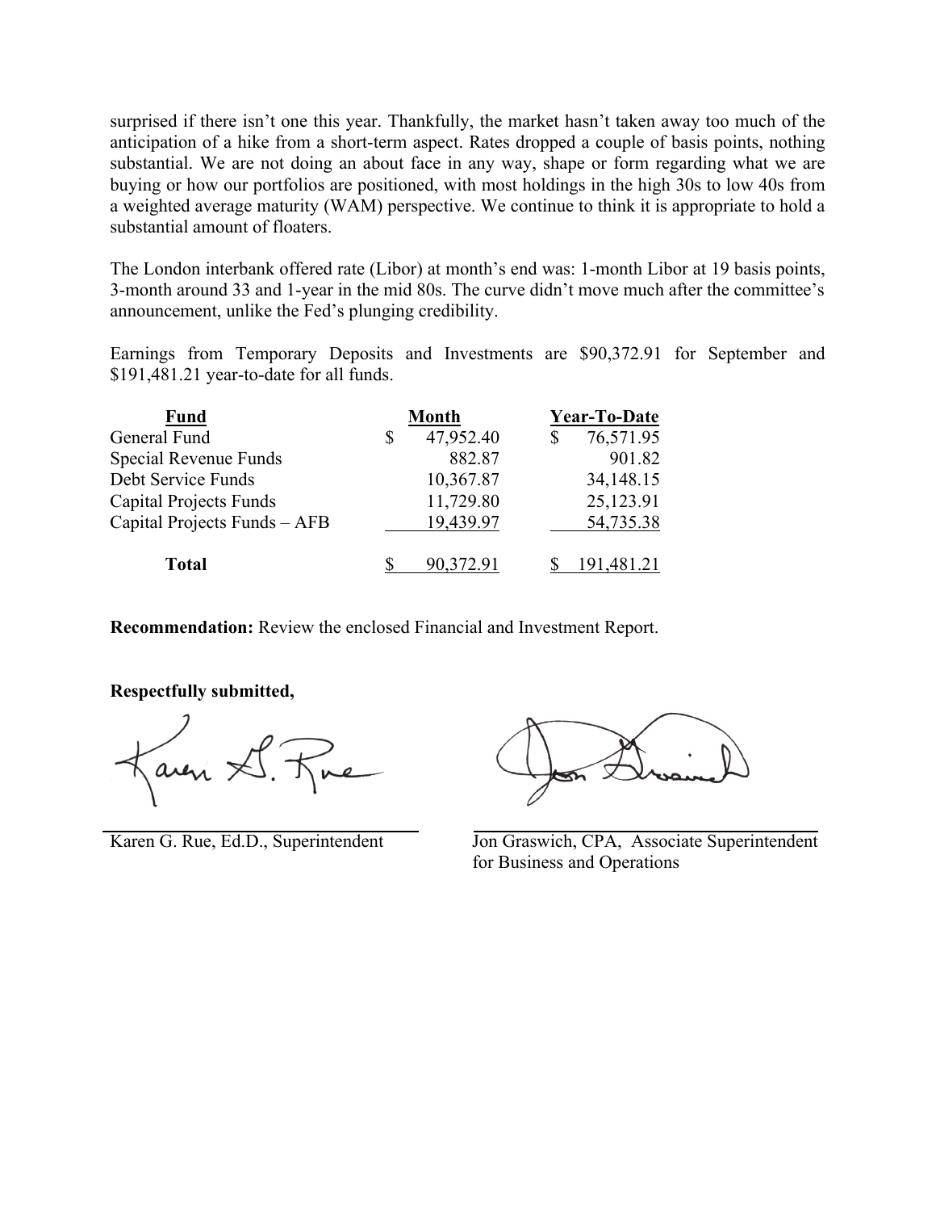surprised if there isn't one this year. Thankfully, the market hasn't taken away too much of the anticipation of a hike from a short-term aspect. Rates dropped a couple of basis points, nothing substantial. We are not doing an about face in any way, shape or form regarding what we are buying or how our portfolios are positioned, with most holdings in the high 30s to low 40s from a weighted average maturity (WAM) perspective. We continue to think it is appropriate to hold a substantial amount of floaters.

The London interbank offered rate (Libor) at month's end was: 1-month Libor at 19 basis points, 3-month around 33 and 1-year in the mid 80s. The curve didn't move much after the committee's announcement, unlike the Fed's plunging credibility.

Earnings from Temporary Deposits and Investments are $90,372.91 for September and $191,481.21 year-to-date for all funds.

| Fund | Month | Year-To-Date |
|---|---|---|
| General Fund | $ 47,952.40 | $ 76,571.95 |
| Special Revenue Funds | 882.87 | 901.82 |
| Debt Service Funds | 10,367.87 | 34,148.15 |
| Capital Projects Funds | 11,729.80 | 25,123.91 |
| Capital Projects Funds – AFB | 19,439.97 | 54,735.38 |
| **Total** | $ 90,372.91 | $ 191,481.21 |

**Recommendation:** Review the enclosed Financial and Investment Report.

**Respectfully submitted,**

Karen G. Rue, Ed.D., Superintendent

Jon Graswich, CPA, Associate Superintendent for Business and Operations